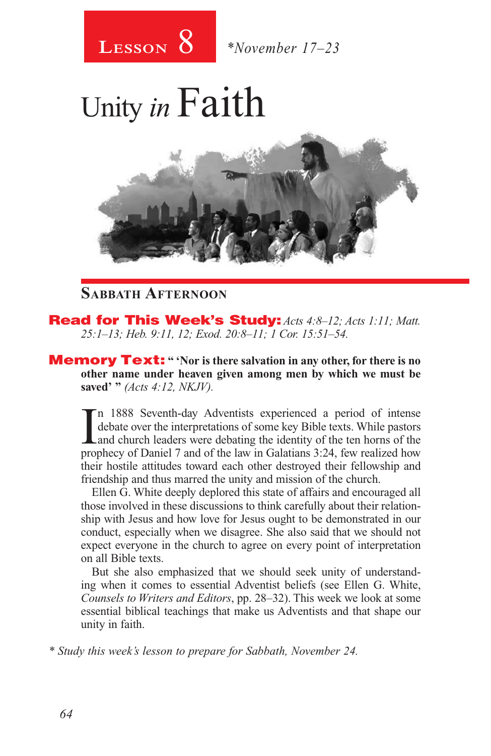**Lesson 8** *November 17–23

# Unity *in* Faith

## Sabbath Afternoon

**Read for This Week's Study:** *Acts 4:8–12; Acts 1:11; Matt. 25:1–13; Heb. 9:11, 12; Exod. 20:8–11; 1 Cor. 15:51–54.*

**Memory Text:** **" 'Nor is there salvation in any other, for there is no other name under heaven given among men by which we must be saved' "** *(Acts 4:12, NKJV).*

In 1888 Seventh-day Adventists experienced a period of intense debate over the interpretations of some key Bible texts. While pastors and church leaders were debating the identity of the ten horns of the prophecy of Daniel 7 and of the law in Galatians 3:24, few realized how their hostile attitudes toward each other destroyed their fellowship and friendship and thus marred the unity and mission of the church.

Ellen G. White deeply deplored this state of affairs and encouraged all those involved in these discussions to think carefully about their relationship with Jesus and how love for Jesus ought to be demonstrated in our conduct, especially when we disagree. She also said that we should not expect everyone in the church to agree on every point of interpretation on all Bible texts.

But she also emphasized that we should seek unity of understanding when it comes to essential Adventist beliefs (see Ellen G. White, *Counsels to Writers and Editors*, pp. 28–32). This week we look at some essential biblical teachings that make us Adventists and that shape our unity in faith.

*\* Study this week's lesson to prepare for Sabbath, November 24.*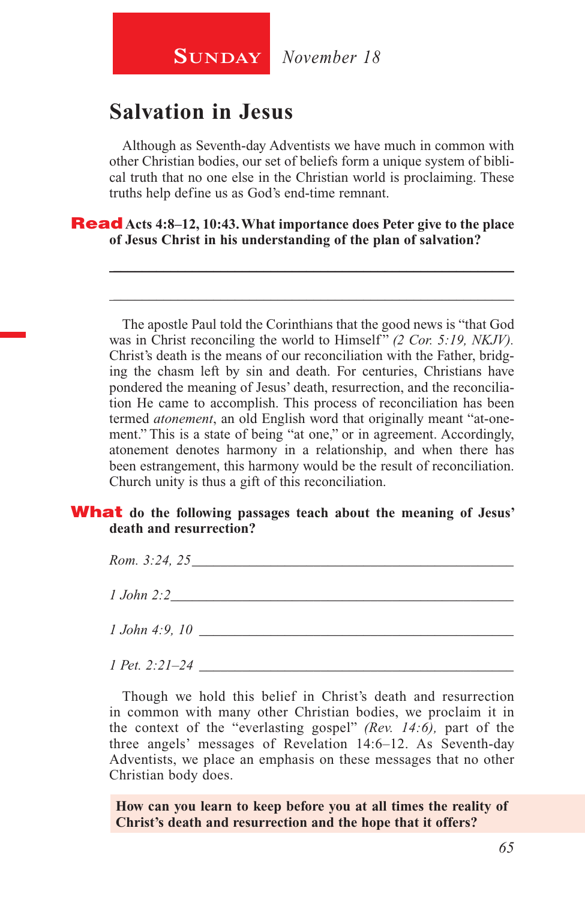**SUNDAY** *November 18*

## Salvation in Jesus

Although as Seventh-day Adventists we have much in common with other Christian bodies, our set of beliefs form a unique system of biblical truth that no one else in the Christian world is proclaiming. These truths help define us as God's end-time remnant.

**Read Acts 4:8–12, 10:43. What importance does Peter give to the place of Jesus Christ in his understanding of the plan of salvation?**

_______________________________________________________________

_______________________________________________________________

The apostle Paul told the Corinthians that the good news is "that God was in Christ reconciling the world to Himself" *(2 Cor. 5:19, NKJV).* Christ's death is the means of our reconciliation with the Father, bridging the chasm left by sin and death. For centuries, Christians have pondered the meaning of Jesus' death, resurrection, and the reconciliation He came to accomplish. This process of reconciliation has been termed *atonement*, an old English word that originally meant "at-one-ment." This is a state of being "at one," or in agreement. Accordingly, atonement denotes harmony in a relationship, and when there has been estrangement, this harmony would be the result of reconciliation. Church unity is thus a gift of this reconciliation.

**What do the following passages teach about the meaning of Jesus' death and resurrection?**

*Rom. 3:24, 25* _______________________________________________

*1 John 2:2* _________________________________________________

*1 John 4:9, 10* ______________________________________________

*1 Pet. 2:21–24* ______________________________________________

Though we hold this belief in Christ's death and resurrection in common with many other Christian bodies, we proclaim it in the context of the "everlasting gospel" *(Rev. 14:6),* part of the three angels' messages of Revelation 14:6–12. As Seventh-day Adventists, we place an emphasis on these messages that no other Christian body does.

**How can you learn to keep before you at all times the reality of Christ's death and resurrection and the hope that it offers?**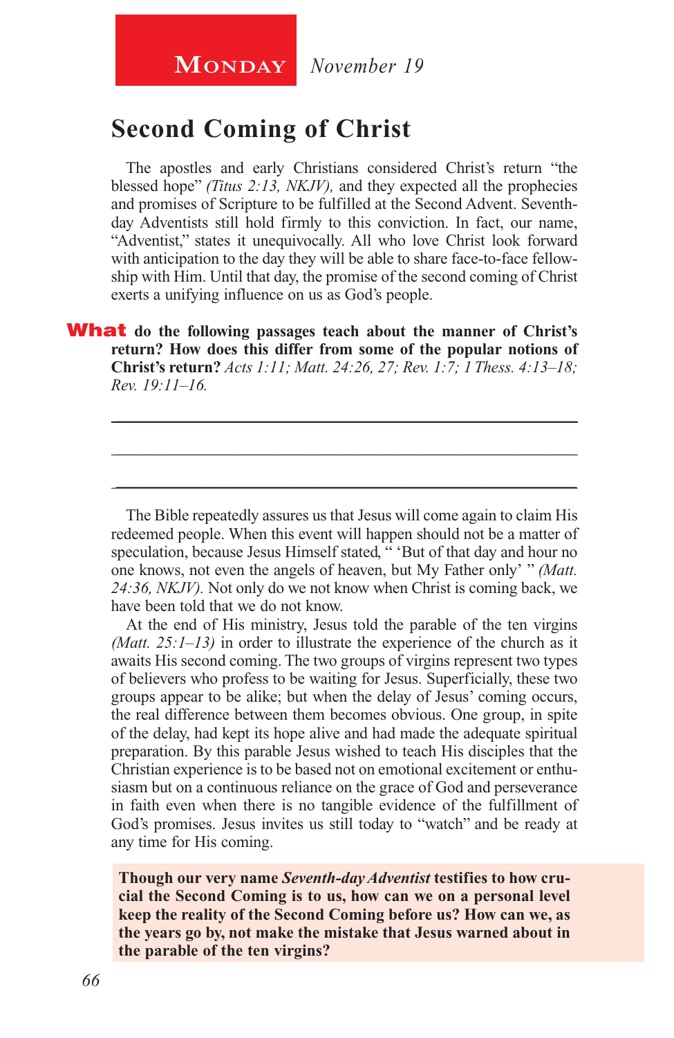**Monday** *November 19*

## Second Coming of Christ

The apostles and early Christians considered Christ's return "the blessed hope" *(Titus 2:13, NKJV),* and they expected all the prophecies and promises of Scripture to be fulfilled at the Second Advent. Seventh-day Adventists still hold firmly to this conviction. In fact, our name, "Adventist," states it unequivocally. All who love Christ look forward with anticipation to the day they will be able to share face-to-face fellowship with Him. Until that day, the promise of the second coming of Christ exerts a unifying influence on us as God's people.

**What do the following passages teach about the manner of Christ's return? How does this differ from some of the popular notions of Christ's return?** *Acts 1:11; Matt. 24:26, 27; Rev. 1:7; 1 Thess. 4:13–18; Rev. 19:11–16.*

_______________________________________________

_______________________________________________

_______________________________________________

The Bible repeatedly assures us that Jesus will come again to claim His redeemed people. When this event will happen should not be a matter of speculation, because Jesus Himself stated, " 'But of that day and hour no one knows, not even the angels of heaven, but My Father only' " *(Matt. 24:36, NKJV).* Not only do we not know when Christ is coming back, we have been told that we do not know.

At the end of His ministry, Jesus told the parable of the ten virgins *(Matt. 25:1–13)* in order to illustrate the experience of the church as it awaits His second coming. The two groups of virgins represent two types of believers who profess to be waiting for Jesus. Superficially, these two groups appear to be alike; but when the delay of Jesus' coming occurs, the real difference between them becomes obvious. One group, in spite of the delay, had kept its hope alive and had made the adequate spiritual preparation. By this parable Jesus wished to teach His disciples that the Christian experience is to be based not on emotional excitement or enthusiasm but on a continuous reliance on the grace of God and perseverance in faith even when there is no tangible evidence of the fulfillment of God's promises. Jesus invites us still today to "watch" and be ready at any time for His coming.

**Though our very name *Seventh-day Adventist* testifies to how crucial the Second Coming is to us, how can we on a personal level keep the reality of the Second Coming before us? How can we, as the years go by, not make the mistake that Jesus warned about in the parable of the ten virgins?**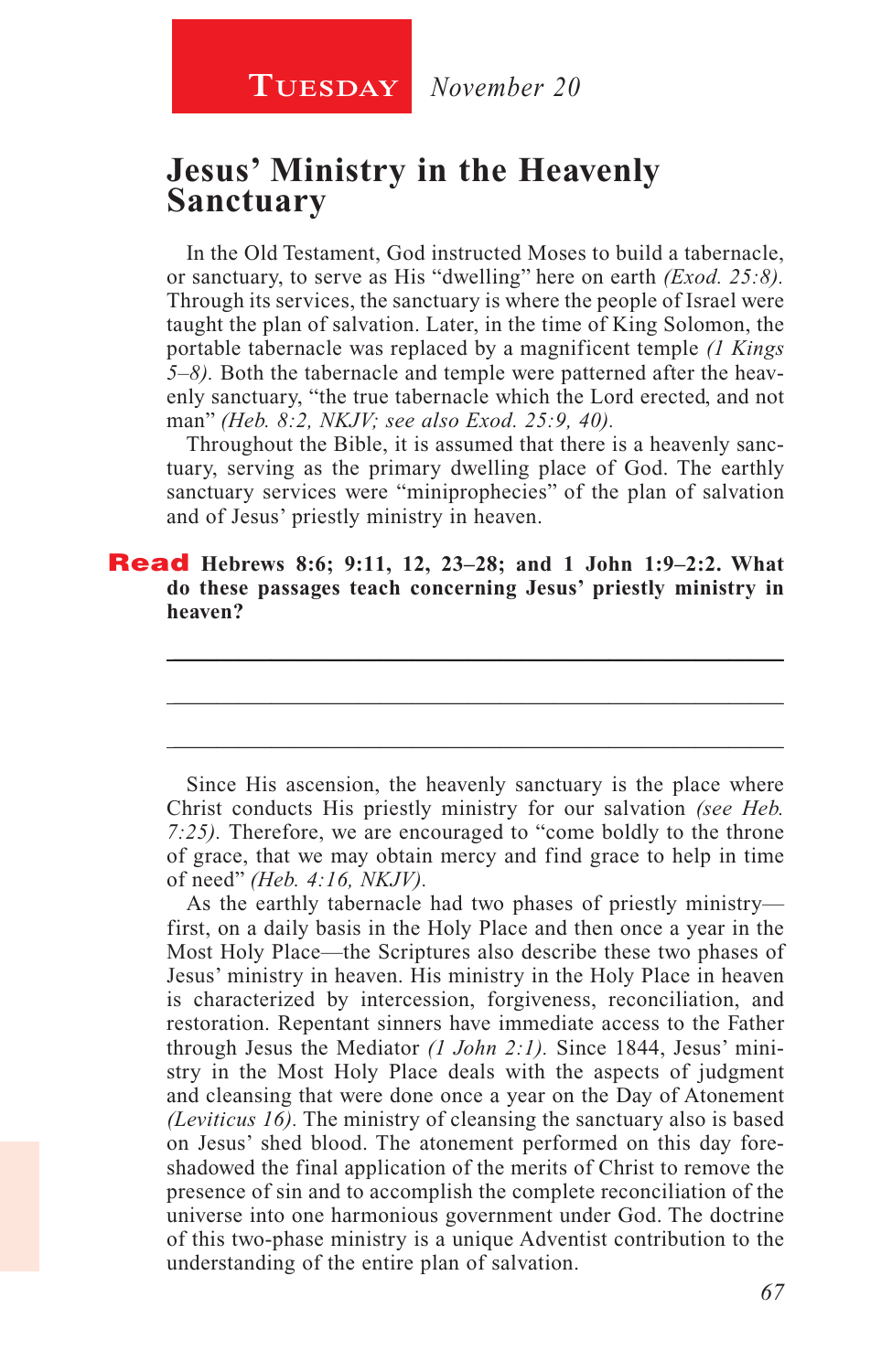**Tuesday** *November 20*

# Jesus' Ministry in the Heavenly Sanctuary

In the Old Testament, God instructed Moses to build a tabernacle, or sanctuary, to serve as His "dwelling" here on earth *(Exod. 25:8).* Through its services, the sanctuary is where the people of Israel were taught the plan of salvation. Later, in the time of King Solomon, the portable tabernacle was replaced by a magnificent temple *(1 Kings 5–8).* Both the tabernacle and temple were patterned after the heavenly sanctuary, "the true tabernacle which the Lord erected, and not man" *(Heb. 8:2, NKJV; see also Exod. 25:9, 40).*

Throughout the Bible, it is assumed that there is a heavenly sanctuary, serving as the primary dwelling place of God. The earthly sanctuary services were "miniprophecies" of the plan of salvation and of Jesus' priestly ministry in heaven.

**Read Hebrews 8:6; 9:11, 12, 23–28; and 1 John 1:9–2:2. What do these passages teach concerning Jesus' priestly ministry in heaven?**

\_\_\_\_\_\_\_\_\_\_\_\_\_\_\_\_\_\_\_\_\_\_\_\_\_\_\_\_\_\_\_\_\_\_\_\_\_\_\_\_\_\_\_\_\_\_\_\_\_\_\_\_\_\_\_\_\_\_\_\_\_\_\_\_

\_\_\_\_\_\_\_\_\_\_\_\_\_\_\_\_\_\_\_\_\_\_\_\_\_\_\_\_\_\_\_\_\_\_\_\_\_\_\_\_\_\_\_\_\_\_\_\_\_\_\_\_\_\_\_\_\_\_\_\_\_\_\_\_

\_\_\_\_\_\_\_\_\_\_\_\_\_\_\_\_\_\_\_\_\_\_\_\_\_\_\_\_\_\_\_\_\_\_\_\_\_\_\_\_\_\_\_\_\_\_\_\_\_\_\_\_\_\_\_\_\_\_\_\_\_\_\_\_

Since His ascension, the heavenly sanctuary is the place where Christ conducts His priestly ministry for our salvation *(see Heb. 7:25).* Therefore, we are encouraged to "come boldly to the throne of grace, that we may obtain mercy and find grace to help in time of need" *(Heb. 4:16, NKJV).*

As the earthly tabernacle had two phases of priestly ministry—first, on a daily basis in the Holy Place and then once a year in the Most Holy Place—the Scriptures also describe these two phases of Jesus' ministry in heaven. His ministry in the Holy Place in heaven is characterized by intercession, forgiveness, reconciliation, and restoration. Repentant sinners have immediate access to the Father through Jesus the Mediator *(1 John 2:1).* Since 1844, Jesus' ministry in the Most Holy Place deals with the aspects of judgment and cleansing that were done once a year on the Day of Atonement *(Leviticus 16).* The ministry of cleansing the sanctuary also is based on Jesus' shed blood. The atonement performed on this day foreshadowed the final application of the merits of Christ to remove the presence of sin and to accomplish the complete reconciliation of the universe into one harmonious government under God. The doctrine of this two-phase ministry is a unique Adventist contribution to the understanding of the entire plan of salvation.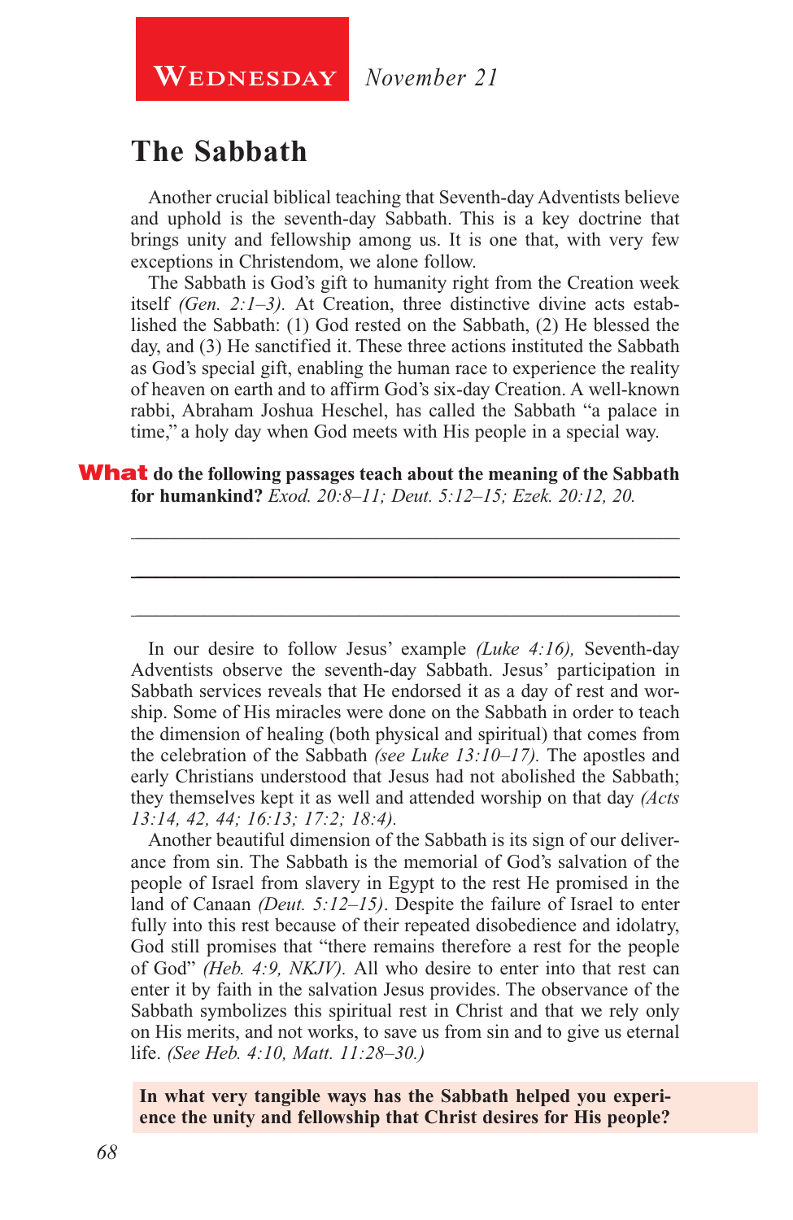**Wednesday** *November 21*

## The Sabbath

Another crucial biblical teaching that Seventh-day Adventists believe and uphold is the seventh-day Sabbath. This is a key doctrine that brings unity and fellowship among us. It is one that, with very few exceptions in Christendom, we alone follow.

The Sabbath is God's gift to humanity right from the Creation week itself *(Gen. 2:1–3)*. At Creation, three distinctive divine acts established the Sabbath: (1) God rested on the Sabbath, (2) He blessed the day, and (3) He sanctified it. These three actions instituted the Sabbath as God's special gift, enabling the human race to experience the reality of heaven on earth and to affirm God's six-day Creation. A well-known rabbi, Abraham Joshua Heschel, has called the Sabbath "a palace in time," a holy day when God meets with His people in a special way.

**What do the following passages teach about the meaning of the Sabbath for humankind?** *Exod. 20:8–11; Deut. 5:12–15; Ezek. 20:12, 20.*

_______________________________________________

_______________________________________________

_______________________________________________

In our desire to follow Jesus' example *(Luke 4:16)*, Seventh-day Adventists observe the seventh-day Sabbath. Jesus' participation in Sabbath services reveals that He endorsed it as a day of rest and worship. Some of His miracles were done on the Sabbath in order to teach the dimension of healing (both physical and spiritual) that comes from the celebration of the Sabbath *(see Luke 13:10–17)*. The apostles and early Christians understood that Jesus had not abolished the Sabbath; they themselves kept it as well and attended worship on that day *(Acts 13:14, 42, 44; 16:13; 17:2; 18:4)*.

Another beautiful dimension of the Sabbath is its sign of our deliverance from sin. The Sabbath is the memorial of God's salvation of the people of Israel from slavery in Egypt to the rest He promised in the land of Canaan *(Deut. 5:12–15)*. Despite the failure of Israel to enter fully into this rest because of their repeated disobedience and idolatry, God still promises that "there remains therefore a rest for the people of God" *(Heb. 4:9, NKJV)*. All who desire to enter into that rest can enter it by faith in the salvation Jesus provides. The observance of the Sabbath symbolizes this spiritual rest in Christ and that we rely only on His merits, and not works, to save us from sin and to give us eternal life. *(See Heb. 4:10, Matt. 11:28–30.)*

**In what very tangible ways has the Sabbath helped you experience the unity and fellowship that Christ desires for His people?**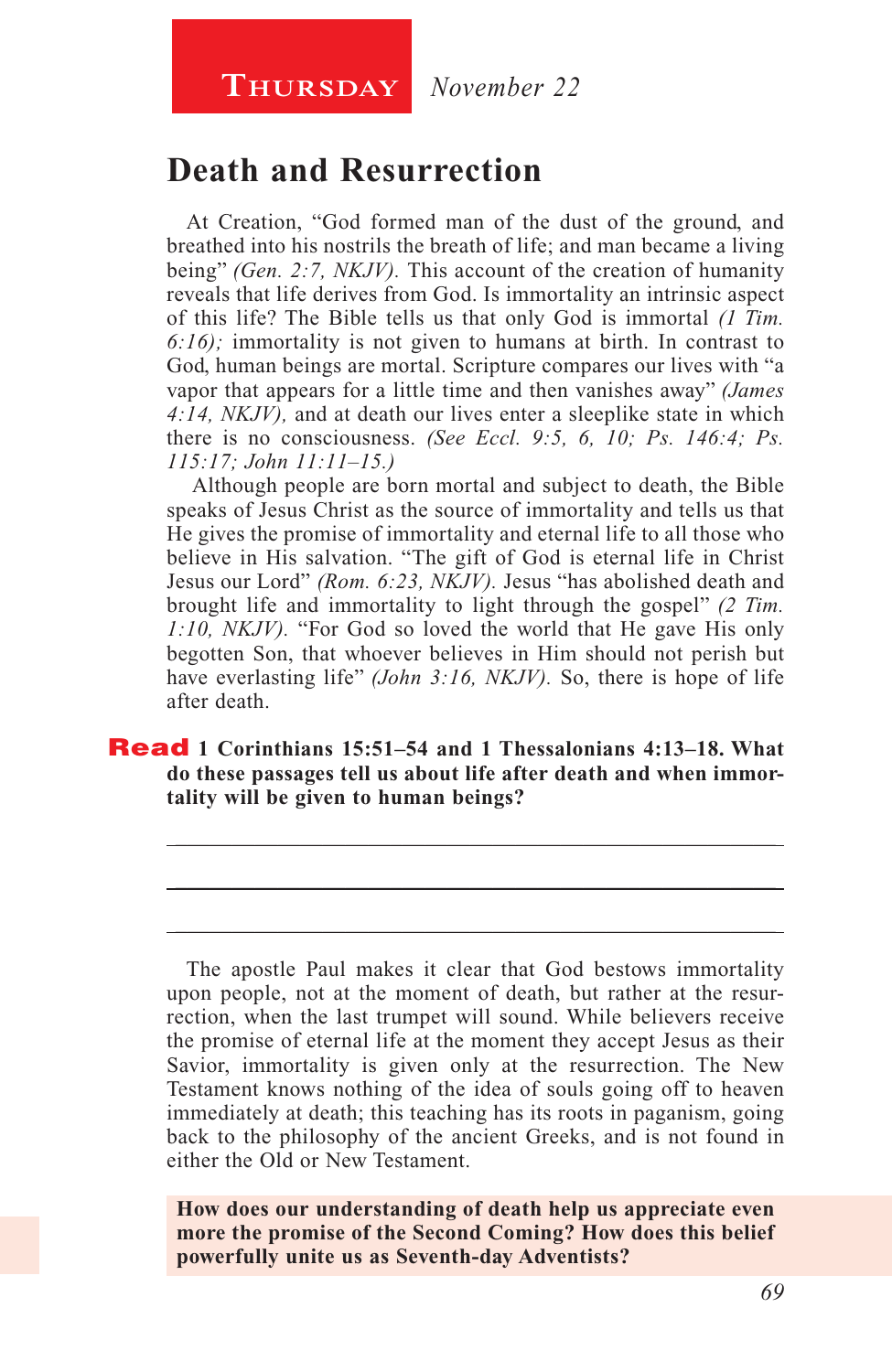**Thursday** *November 22*

## Death and Resurrection

At Creation, "God formed man of the dust of the ground, and breathed into his nostrils the breath of life; and man became a living being" *(Gen. 2:7, NKJV).* This account of the creation of humanity reveals that life derives from God. Is immortality an intrinsic aspect of this life? The Bible tells us that only God is immortal *(1 Tim. 6:16);* immortality is not given to humans at birth. In contrast to God, human beings are mortal. Scripture compares our lives with "a vapor that appears for a little time and then vanishes away" *(James 4:14, NKJV),* and at death our lives enter a sleeplike state in which there is no consciousness. *(See Eccl. 9:5, 6, 10; Ps. 146:4; Ps. 115:17; John 11:11–15.)*

Although people are born mortal and subject to death, the Bible speaks of Jesus Christ as the source of immortality and tells us that He gives the promise of immortality and eternal life to all those who believe in His salvation. "The gift of God is eternal life in Christ Jesus our Lord" *(Rom. 6:23, NKJV).* Jesus "has abolished death and brought life and immortality to light through the gospel" *(2 Tim. 1:10, NKJV).* "For God so loved the world that He gave His only begotten Son, that whoever believes in Him should not perish but have everlasting life" *(John 3:16, NKJV).* So, there is hope of life after death.

**Read 1 Corinthians 15:51–54 and 1 Thessalonians 4:13–18. What do these passages tell us about life after death and when immortality will be given to human beings?**

_______________________________________________

_______________________________________________

_______________________________________________

The apostle Paul makes it clear that God bestows immortality upon people, not at the moment of death, but rather at the resurrection, when the last trumpet will sound. While believers receive the promise of eternal life at the moment they accept Jesus as their Savior, immortality is given only at the resurrection. The New Testament knows nothing of the idea of souls going off to heaven immediately at death; this teaching has its roots in paganism, going back to the philosophy of the ancient Greeks, and is not found in either the Old or New Testament.

**How does our understanding of death help us appreciate even more the promise of the Second Coming? How does this belief powerfully unite us as Seventh-day Adventists?**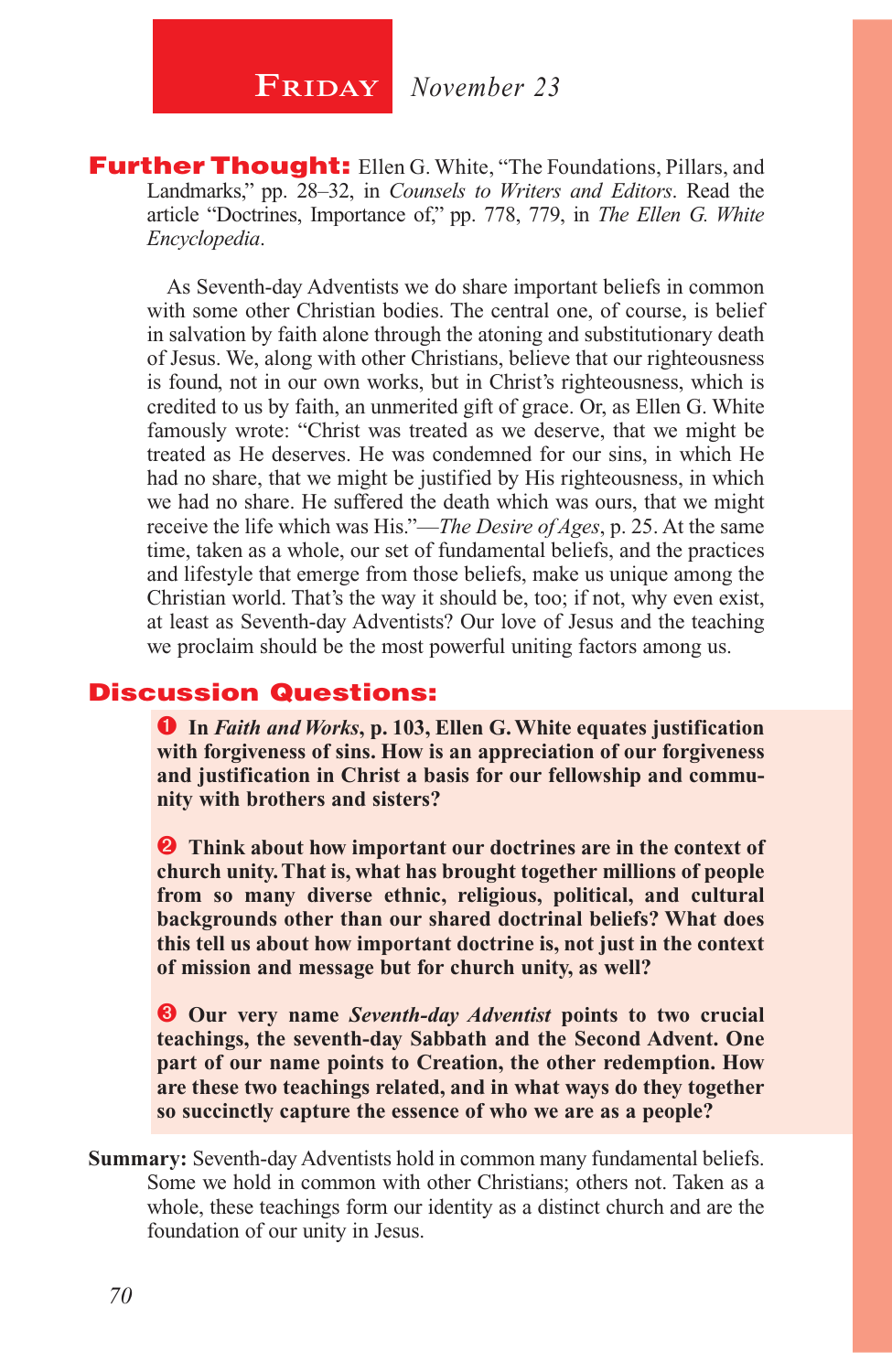# FRIDAY *November 23*

**Further Thought:** Ellen G. White, "The Foundations, Pillars, and Landmarks," pp. 28–32, in *Counsels to Writers and Editors*. Read the article "Doctrines, Importance of," pp. 778, 779, in *The Ellen G. White Encyclopedia*.

As Seventh-day Adventists we do share important beliefs in common with some other Christian bodies. The central one, of course, is belief in salvation by faith alone through the atoning and substitutionary death of Jesus. We, along with other Christians, believe that our righteousness is found, not in our own works, but in Christ's righteousness, which is credited to us by faith, an unmerited gift of grace. Or, as Ellen G. White famously wrote: "Christ was treated as we deserve, that we might be treated as He deserves. He was condemned for our sins, in which He had no share, that we might be justified by His righteousness, in which we had no share. He suffered the death which was ours, that we might receive the life which was His."—*The Desire of Ages*, p. 25. At the same time, taken as a whole, our set of fundamental beliefs, and the practices and lifestyle that emerge from those beliefs, make us unique among the Christian world. That's the way it should be, too; if not, why even exist, at least as Seventh-day Adventists? Our love of Jesus and the teaching we proclaim should be the most powerful uniting factors among us.

## Discussion Questions:

1. **In *Faith and Works*, p. 103, Ellen G. White equates justification with forgiveness of sins. How is an appreciation of our forgiveness and justification in Christ a basis for our fellowship and community with brothers and sisters?**

2. **Think about how important our doctrines are in the context of church unity. That is, what has brought together millions of people from so many diverse ethnic, religious, political, and cultural backgrounds other than our shared doctrinal beliefs? What does this tell us about how important doctrine is, not just in the context of mission and message but for church unity, as well?**

3. **Our very name *Seventh-day Adventist* points to two crucial teachings, the seventh-day Sabbath and the Second Advent. One part of our name points to Creation, the other redemption. How are these two teachings related, and in what ways do they together so succinctly capture the essence of who we are as a people?**

**Summary:** Seventh-day Adventists hold in common many fundamental beliefs. Some we hold in common with other Christians; others not. Taken as a whole, these teachings form our identity as a distinct church and are the foundation of our unity in Jesus.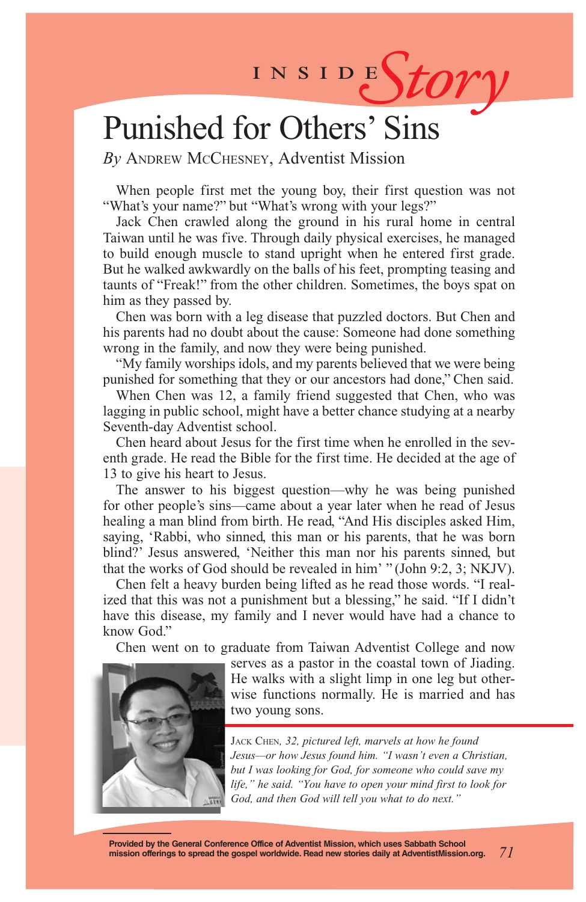INSIDE *Story*

# Punished for Others' Sins

*By* Andrew McChesney, Adventist Mission

When people first met the young boy, their first question was not "What's your name?" but "What's wrong with your legs?"

Jack Chen crawled along the ground in his rural home in central Taiwan until he was five. Through daily physical exercises, he managed to build enough muscle to stand upright when he entered first grade. But he walked awkwardly on the balls of his feet, prompting teasing and taunts of "Freak!" from the other children. Sometimes, the boys spat on him as they passed by.

Chen was born with a leg disease that puzzled doctors. But Chen and his parents had no doubt about the cause: Someone had done something wrong in the family, and now they were being punished.

"My family worships idols, and my parents believed that we were being punished for something that they or our ancestors had done," Chen said.

When Chen was 12, a family friend suggested that Chen, who was lagging in public school, might have a better chance studying at a nearby Seventh-day Adventist school.

Chen heard about Jesus for the first time when he enrolled in the seventh grade. He read the Bible for the first time. He decided at the age of 13 to give his heart to Jesus.

The answer to his biggest question—why he was being punished for other people's sins—came about a year later when he read of Jesus healing a man blind from birth. He read, "And His disciples asked Him, saying, 'Rabbi, who sinned, this man or his parents, that he was born blind?' Jesus answered, 'Neither this man nor his parents sinned, but that the works of God should be revealed in him' " (John 9:2, 3; NKJV).

Chen felt a heavy burden being lifted as he read those words. "I realized that this was not a punishment but a blessing," he said. "If I didn't have this disease, my family and I never would have had a chance to know God."

Chen went on to graduate from Taiwan Adventist College and now serves as a pastor in the coastal town of Jiading. He walks with a slight limp in one leg but otherwise functions normally. He is married and has two young sons.

*Jack Chen, 32, pictured left, marvels at how he found Jesus—or how Jesus found him. "I wasn't even a Christian, but I was looking for God, for someone who could save my life," he said. "You have to open your mind first to look for God, and then God will tell you what to do next."*

**Provided by the General Conference Office of Adventist Mission, which uses Sabbath School mission offerings to spread the gospel worldwide. Read new stories daily at AdventistMission.org.**